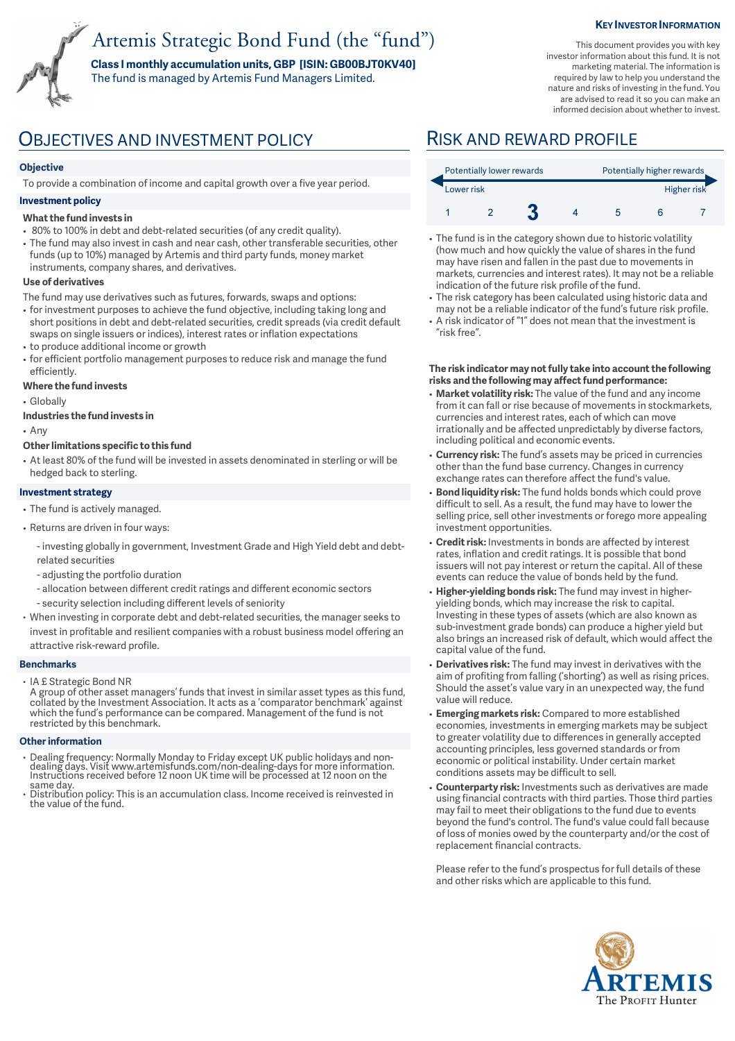# Artemis Strategic Bond Fund (the "fund")

**Class I monthly accumulation units, GBP [ISIN: GB00BJT0KV40]**
The fund is managed by Artemis Fund Managers Limited.

**KEY INVESTOR INFORMATION**

This document provides you with key investor information about this fund. It is not marketing material. The information is required by law to help you understand the nature and risks of investing in the fund. You are advised to read it so you can make an informed decision about whether to invest.

## OBJECTIVES AND INVESTMENT POLICY

**Objective**

To provide a combination of income and capital growth over a five year period.

**Investment policy**

**What the fund invests in**

- 80% to 100% in debt and debt-related securities (of any credit quality).
- The fund may also invest in cash and near cash, other transferable securities, other funds (up to 10%) managed by Artemis and third party funds, money market instruments, company shares, and derivatives.

**Use of derivatives**

The fund may use derivatives such as futures, forwards, swaps and options:

- for investment purposes to achieve the fund objective, including taking long and short positions in debt and debt-related securities, credit spreads (via credit default swaps on single issuers or indices), interest rates or inflation expectations
- to produce additional income or growth
- for efficient portfolio management purposes to reduce risk and manage the fund efficiently.

**Where the fund invests**

- Globally

**Industries the fund invests in**

- Any

**Other limitations specific to this fund**

- At least 80% of the fund will be invested in assets denominated in sterling or will be hedged back to sterling.

**Investment strategy**

- The fund is actively managed.
- Returns are driven in four ways:
  - investing globally in government, Investment Grade and High Yield debt and debt-related securities
  - adjusting the portfolio duration
  - allocation between different credit ratings and different economic sectors
  - security selection including different levels of seniority
- When investing in corporate debt and debt-related securities, the manager seeks to invest in profitable and resilient companies with a robust business model offering an attractive risk-reward profile.

**Benchmarks**

- IA £ Strategic Bond NR
  A group of other asset managers' funds that invest in similar asset types as this fund, collated by the Investment Association. It acts as a 'comparator benchmark' against which the fund's performance can be compared. Management of the fund is not restricted by this benchmark.

**Other information**

- Dealing frequency: Normally Monday to Friday except UK public holidays and non-dealing days. Visit www.artemisfunds.com/non-dealing-days for more information. Instructions received before 12 noon UK time will be processed at 12 noon on the same day.
- Distribution policy: This is an accumulation class. Income received is reinvested in the value of the fund.

## RISK AND REWARD PROFILE

| Potentially lower rewards | | | | | | Potentially higher rewards |
|---|---|---|---|---|---|---|
| Lower risk | | | | | | Higher risk |
| 1 | 2 | **3** | 4 | 5 | 6 | 7 |

- The fund is in the category shown due to historic volatility (how much and how quickly the value of shares in the fund may have risen and fallen in the past due to movements in markets, currencies and interest rates). It may not be a reliable indication of the future risk profile of the fund.
- The risk category has been calculated using historical data and may not be a reliable indicator of the fund's future risk profile.
- A risk indicator of "1" does not mean that the investment is "risk free".

**The risk indicator may not fully take into account the following risks and the following may affect fund performance:**

- **Market volatility risk:** The value of the fund and any income from it can fall or rise because of movements in stockmarkets, currencies and interest rates, each of which can move irrationally and be affected unpredictably by diverse factors, including political and economic events.
- **Currency risk:** The fund's assets may be priced in currencies other than the fund base currency. Changes in currency exchange rates can therefore affect the fund's value.
- **Bond liquidity risk:** The fund holds bonds which could prove difficult to sell. As a result, the fund may have to lower the selling price, sell other investments or forego more appealing investment opportunities.
- **Credit risk:** Investments in bonds are affected by interest rates, inflation and credit ratings. It is possible that bond issuers will not pay interest or return the capital. All of these events can reduce the value of bonds held by the fund.
- **Higher-yielding bonds risk:** The fund may invest in higher-yielding bonds, which may increase the risk to capital. Investing in these types of assets (which are also known as sub-investment grade bonds) can produce a higher yield but also brings an increased risk of default, which would affect the capital value of the fund.
- **Derivatives risk:** The fund may invest in derivatives with the aim of profiting from falling ('shorting') as well as rising prices. Should the asset's value vary in an unexpected way, the fund value will reduce.
- **Emerging markets risk:** Compared to more established economies, investments in emerging markets may be subject to greater volatility due to differences in generally accepted accounting principles, less governed standards or from economic or political instability. Under certain market conditions assets may be difficult to sell.
- **Counterparty risk:** Investments such as derivatives are made using financial contracts with third parties. Those third parties may fail to meet their obligations to the fund due to events beyond the fund's control. The fund's value could fall because of loss of monies owed by the counterparty and/or the cost of replacement financial contracts.

Please refer to the fund's prospectus for full details of these and other risks which are applicable to this fund.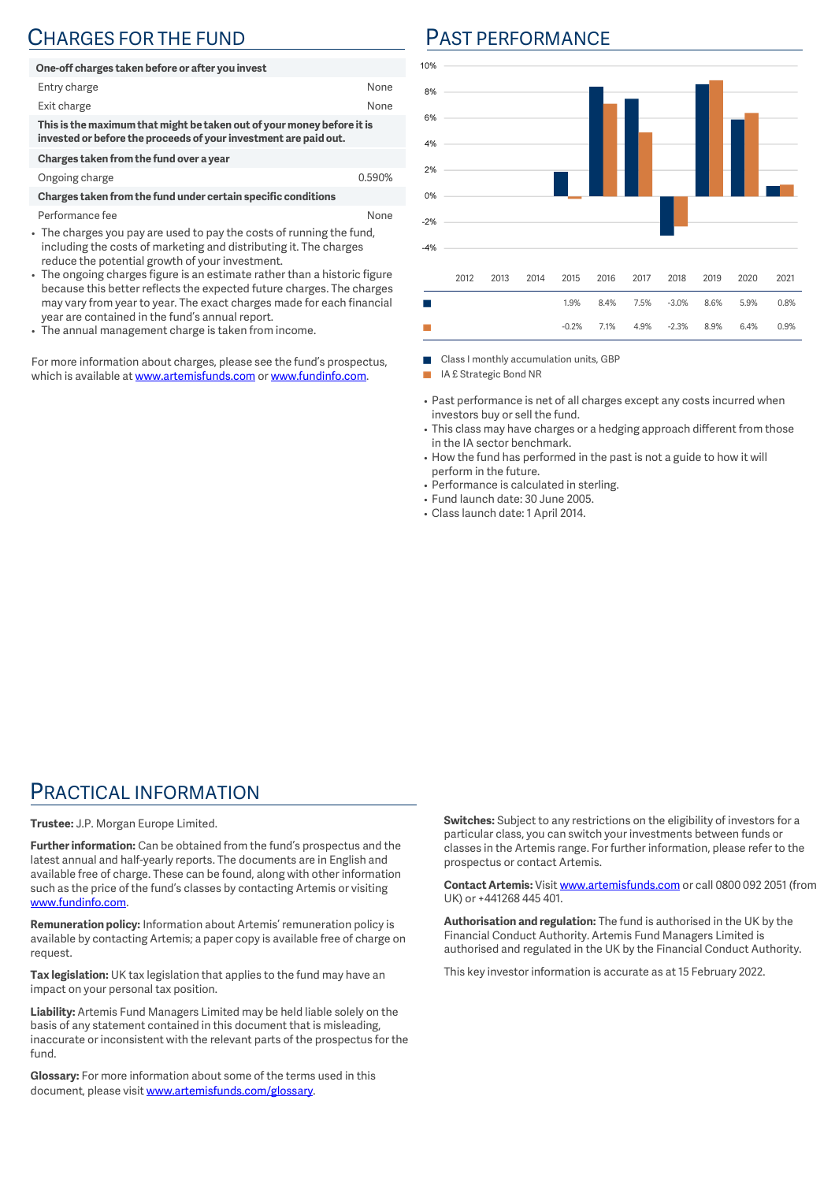## CHARGES FOR THE FUND

| | |
|---|---|
| **One-off charges taken before or after you invest** | |
| Entry charge | None |
| Exit charge | None |
| **This is the maximum that might be taken out of your money before it is invested or before the proceeds of your investment are paid out.** | |
| **Charges taken from the fund over a year** | |
| Ongoing charge | 0.590% |
| **Charges taken from the fund under certain specific conditions** | |
| Performance fee | None |

- The charges you pay are used to pay the costs of running the fund, including the costs of marketing and distributing it. The charges reduce the potential growth of your investment.
- The ongoing charges figure is an estimate rather than a historic figure because this better reflects the expected future charges. The charges may vary from year to year. The exact charges made for each financial year are contained in the fund's annual report.
- The annual management charge is taken from income.

For more information about charges, please see the fund's prospectus, which is available at www.artemisfunds.com or www.fundinfo.com.

## PAST PERFORMANCE

10%
8%
6%
4%
2%
0%
-2%
-4%

2012 2013 2014 2015 2016 2017 2018 2019 2020 2021

1.9% 8.4% 7.5% -3.0% 8.6% 5.9% 0.8%

-0.2% 7.1% 4.9% -2.3% 8.9% 6.4% 0.9%

Class I monthly accumulation units, GBP

IA £ Strategic Bond NR

- Past performance is net of all charges except any costs incurred when investors buy or sell the fund.
- This class may have charges or a hedging approach different from those in the IA sector benchmark.
- How the fund has performed in the past is not a guide to how it will perform in the future.
- Performance is calculated in sterling.
- Fund launch date: 30 June 2005.
- Class launch date: 1 April 2014.

## PRACTICAL INFORMATION

**Trustee:** J.P. Morgan Europe Limited.

**Further information:** Can be obtained from the fund's prospectus and the latest annual and half-yearly reports. The documents are in English and available free of charge. These can be found, along with other information such as the price of the fund's classes by contacting Artemis or visiting www.fundinfo.com.

**Remuneration policy:** Information about Artemis' remuneration policy is available by contacting Artemis; a paper copy is available free of charge on request.

**Tax legislation:** UK tax legislation that applies to the fund may have an impact on your personal tax position.

**Liability:** Artemis Fund Managers Limited may be held liable solely on the basis of any statement contained in this document that is misleading, inaccurate or inconsistent with the relevant parts of the prospectus for the fund.

**Glossary:** For more information about some of the terms used in this document, please visit www.artemisfunds.com/glossary.

**Switches:** Subject to any restrictions on the eligibility of investors for a particular class, you can switch your investments between funds or classes in the Artemis range. For further information, please refer to the prospectus or contact Artemis.

**Contact Artemis:** Visit www.artemisfunds.com or call 0800 092 2051 (from UK) or +441268 445 401.

**Authorisation and regulation:** The fund is authorised in the UK by the Financial Conduct Authority. Artemis Fund Managers Limited is authorised and regulated in the UK by the Financial Conduct Authority.

This key investor information is accurate as at 15 February 2022.